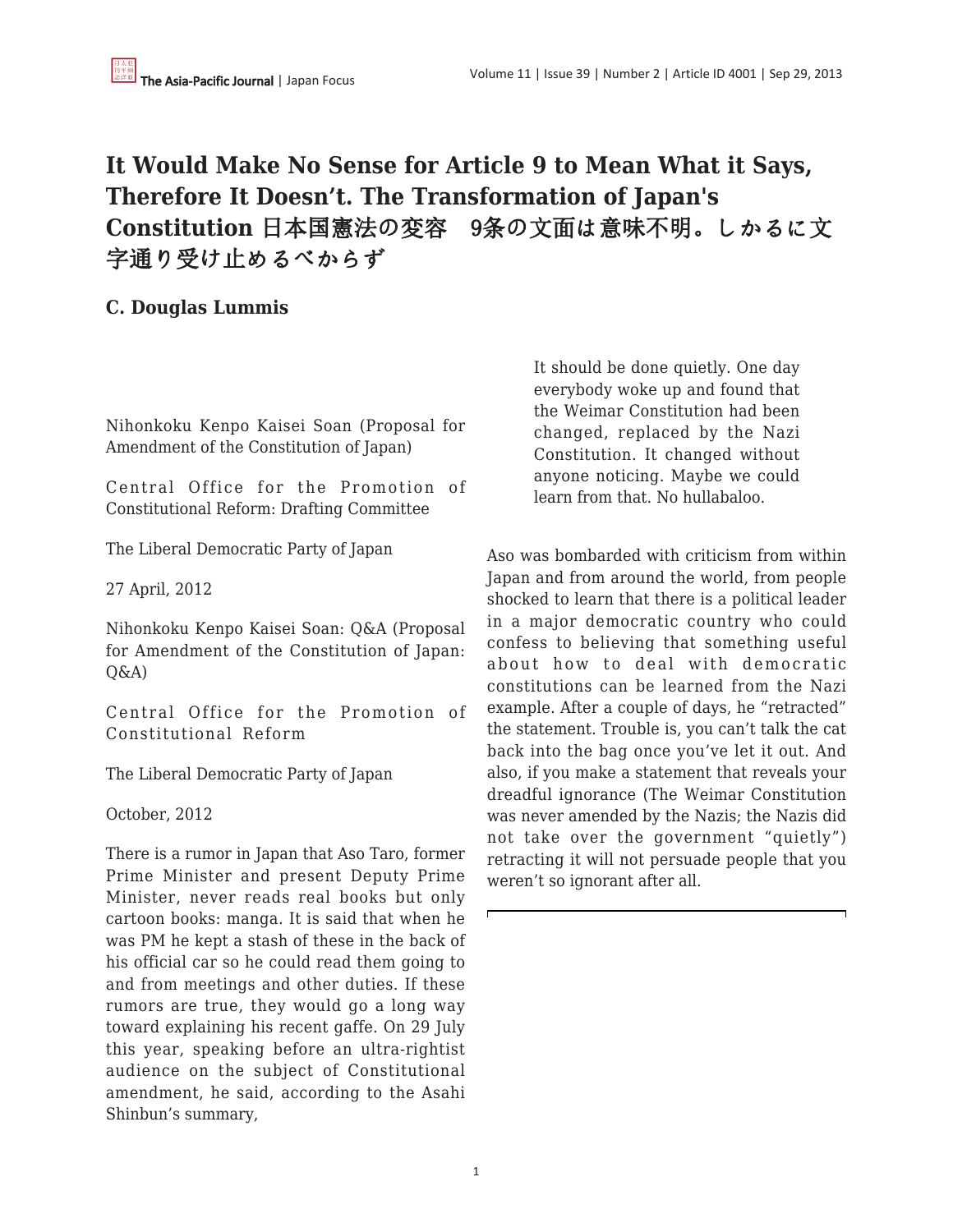# It Would Make No Sense for Article 9 to Mean What it Says, Therefore It Doesn't. The Transformation of Japan's Constitution 日本国憲法の変容　9条の文面は意味不明。しかるに文字通り受け止めるべからず

## C. Douglas Lummis

Nihonkoku Kenpo Kaisei Soan (Proposal for Amendment of the Constitution of Japan)

Central Office for the Promotion of Constitutional Reform: Drafting Committee

The Liberal Democratic Party of Japan

27 April, 2012

Nihonkoku Kenpo Kaisei Soan: Q&A (Proposal for Amendment of the Constitution of Japan: Q&A)

Central Office for the Promotion of Constitutional Reform

The Liberal Democratic Party of Japan

October, 2012

There is a rumor in Japan that Aso Taro, former Prime Minister and present Deputy Prime Minister, never reads real books but only cartoon books: manga. It is said that when he was PM he kept a stash of these in the back of his official car so he could read them going to and from meetings and other duties. If these rumors are true, they would go a long way toward explaining his recent gaffe. On 29 July this year, speaking before an ultra-rightist audience on the subject of Constitutional amendment, he said, according to the Asahi Shinbun's summary,

> It should be done quietly. One day everybody woke up and found that the Weimar Constitution had been changed, replaced by the Nazi Constitution. It changed without anyone noticing. Maybe we could learn from that. No hullabaloo.

Aso was bombarded with criticism from within Japan and from around the world, from people shocked to learn that there is a political leader in a major democratic country who could confess to believing that something useful about how to deal with democratic constitutions can be learned from the Nazi example. After a couple of days, he "retracted" the statement. Trouble is, you can't talk the cat back into the bag once you've let it out. And also, if you make a statement that reveals your dreadful ignorance (The Weimar Constitution was never amended by the Nazis; the Nazis did not take over the government "quietly") retracting it will not persuade people that you weren't so ignorant after all.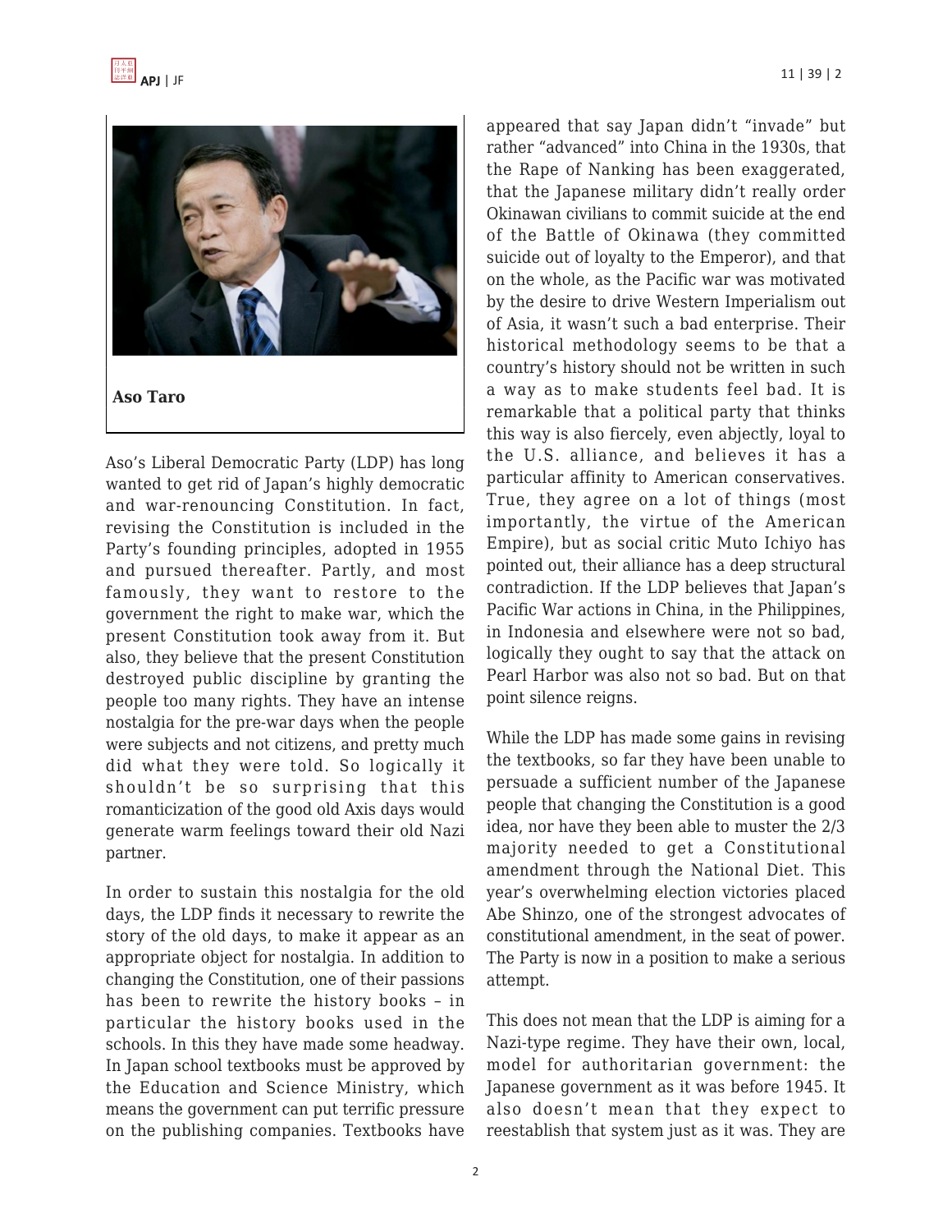**Aso Taro**

Aso's Liberal Democratic Party (LDP) has long wanted to get rid of Japan's highly democratic and war-renouncing Constitution. In fact, revising the Constitution is included in the Party's founding principles, adopted in 1955 and pursued thereafter. Partly, and most famously, they want to restore to the government the right to make war, which the present Constitution took away from it. But also, they believe that the present Constitution destroyed public discipline by granting the people too many rights. They have an intense nostalgia for the pre-war days when the people were subjects and not citizens, and pretty much did what they were told. So logically it shouldn't be so surprising that this romanticization of the good old Axis days would generate warm feelings toward their old Nazi partner.

In order to sustain this nostalgia for the old days, the LDP finds it necessary to rewrite the story of the old days, to make it appear as an appropriate object for nostalgia. In addition to changing the Constitution, one of their passions has been to rewrite the history books – in particular the history books used in the schools. In this they have made some headway. In Japan school textbooks must be approved by the Education and Science Ministry, which means the government can put terrific pressure on the publishing companies. Textbooks have appeared that say Japan didn't "invade" but rather "advanced" into China in the 1930s, that the Rape of Nanking has been exaggerated, that the Japanese military didn't really order Okinawan civilians to commit suicide at the end of the Battle of Okinawa (they committed suicide out of loyalty to the Emperor), and that on the whole, as the Pacific war was motivated by the desire to drive Western Imperialism out of Asia, it wasn't such a bad enterprise. Their historical methodology seems to be that a country's history should not be written in such a way as to make students feel bad. It is remarkable that a political party that thinks this way is also fiercely, even abjectly, loyal to the U.S. alliance, and believes it has a particular affinity to American conservatives. True, they agree on a lot of things (most importantly, the virtue of the American Empire), but as social critic Muto Ichiyo has pointed out, their alliance has a deep structural contradiction. If the LDP believes that Japan's Pacific War actions in China, in the Philippines, in Indonesia and elsewhere were not so bad, logically they ought to say that the attack on Pearl Harbor was also not so bad. But on that point silence reigns.

While the LDP has made some gains in revising the textbooks, so far they have been unable to persuade a sufficient number of the Japanese people that changing the Constitution is a good idea, nor have they been able to muster the 2/3 majority needed to get a Constitutional amendment through the National Diet. This year's overwhelming election victories placed Abe Shinzo, one of the strongest advocates of constitutional amendment, in the seat of power. The Party is now in a position to make a serious attempt.

This does not mean that the LDP is aiming for a Nazi-type regime. They have their own, local, model for authoritarian government: the Japanese government as it was before 1945. It also doesn't mean that they expect to reestablish that system just as it was. They are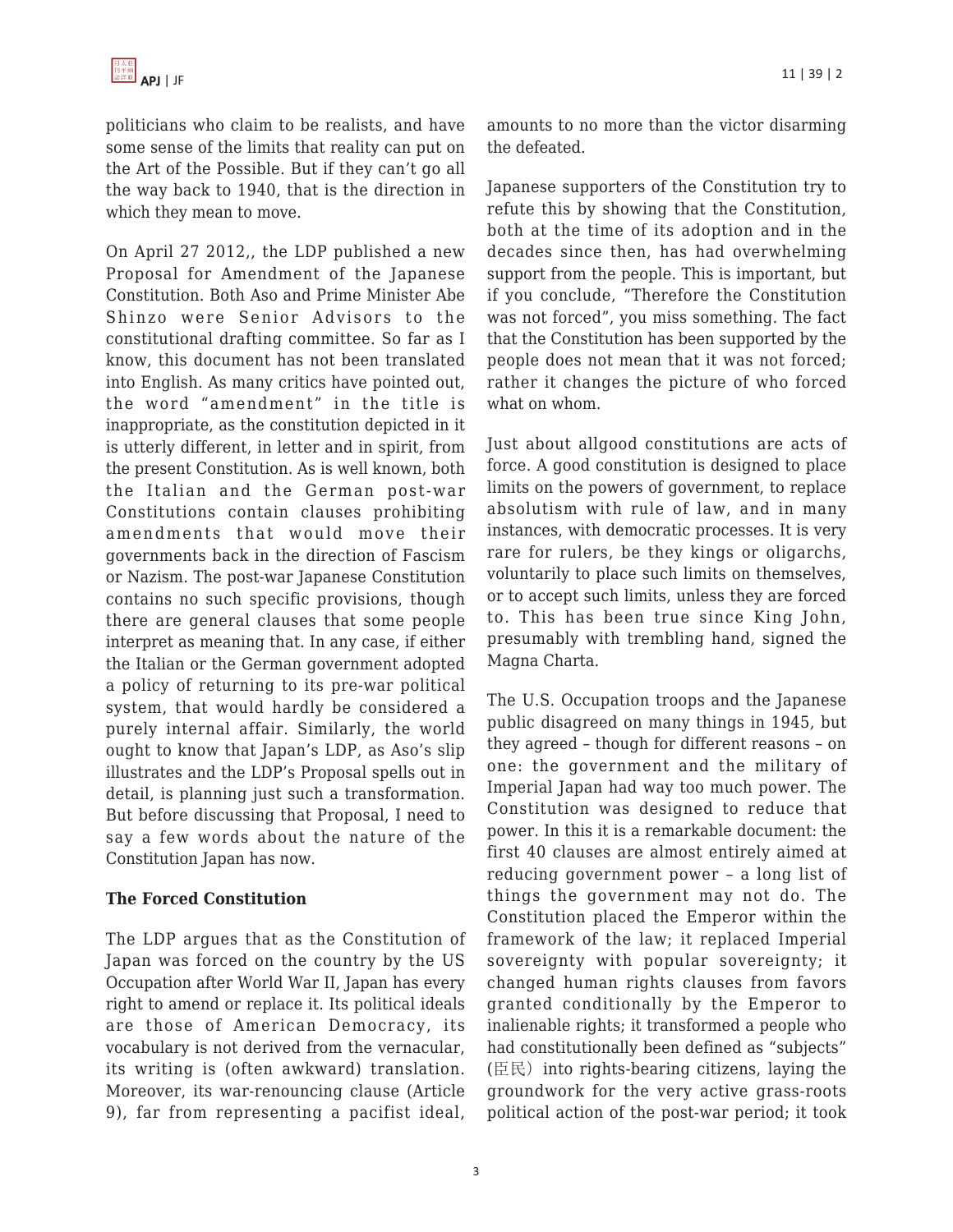politicians who claim to be realists, and have some sense of the limits that reality can put on the Art of the Possible. But if they can't go all the way back to 1940, that is the direction in which they mean to move.

On April 27 2012,, the LDP published a new Proposal for Amendment of the Japanese Constitution. Both Aso and Prime Minister Abe Shinzo were Senior Advisors to the constitutional drafting committee. So far as I know, this document has not been translated into English. As many critics have pointed out, the word "amendment" in the title is inappropriate, as the constitution depicted in it is utterly different, in letter and in spirit, from the present Constitution. As is well known, both the Italian and the German post-war Constitutions contain clauses prohibiting amendments that would move their governments back in the direction of Fascism or Nazism. The post-war Japanese Constitution contains no such specific provisions, though there are general clauses that some people interpret as meaning that. In any case, if either the Italian or the German government adopted a policy of returning to its pre-war political system, that would hardly be considered a purely internal affair. Similarly, the world ought to know that Japan's LDP, as Aso's slip illustrates and the LDP's Proposal spells out in detail, is planning just such a transformation. But before discussing that Proposal, I need to say a few words about the nature of the Constitution Japan has now.

**The Forced Constitution**

The LDP argues that as the Constitution of Japan was forced on the country by the US Occupation after World War II, Japan has every right to amend or replace it. Its political ideals are those of American Democracy, its vocabulary is not derived from the vernacular, its writing is (often awkward) translation. Moreover, its war-renouncing clause (Article 9), far from representing a pacifist ideal, amounts to no more than the victor disarming the defeated.

Japanese supporters of the Constitution try to refute this by showing that the Constitution, both at the time of its adoption and in the decades since then, has had overwhelming support from the people. This is important, but if you conclude, "Therefore the Constitution was not forced", you miss something. The fact that the Constitution has been supported by the people does not mean that it was not forced; rather it changes the picture of who forced what on whom.

Just about allgood constitutions are acts of force. A good constitution is designed to place limits on the powers of government, to replace absolutism with rule of law, and in many instances, with democratic processes. It is very rare for rulers, be they kings or oligarchs, voluntarily to place such limits on themselves, or to accept such limits, unless they are forced to. This has been true since King John, presumably with trembling hand, signed the Magna Charta.

The U.S. Occupation troops and the Japanese public disagreed on many things in 1945, but they agreed – though for different reasons – on one: the government and the military of Imperial Japan had way too much power. The Constitution was designed to reduce that power. In this it is a remarkable document: the first 40 clauses are almost entirely aimed at reducing government power – a long list of things the government may not do. The Constitution placed the Emperor within the framework of the law; it replaced Imperial sovereignty with popular sovereignty; it changed human rights clauses from favors granted conditionally by the Emperor to inalienable rights; it transformed a people who had constitutionally been defined as "subjects" (臣民) into rights-bearing citizens, laying the groundwork for the very active grass-roots political action of the post-war period; it took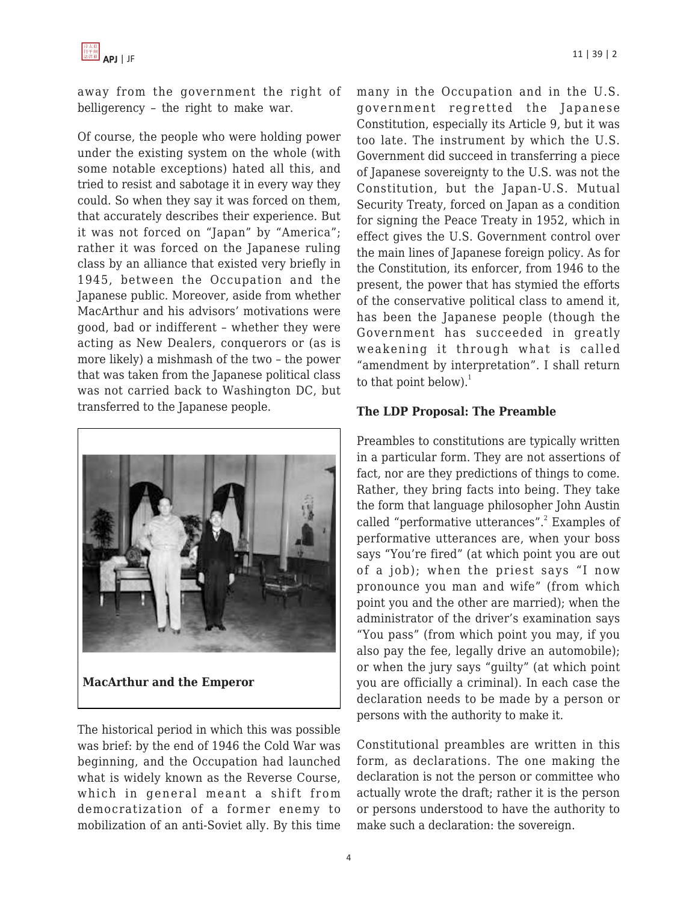away from the government the right of belligerency – the right to make war.

Of course, the people who were holding power under the existing system on the whole (with some notable exceptions) hated all this, and tried to resist and sabotage it in every way they could. So when they say it was forced on them, that accurately describes their experience. But it was not forced on "Japan" by "America"; rather it was forced on the Japanese ruling class by an alliance that existed very briefly in 1945, between the Occupation and the Japanese public. Moreover, aside from whether MacArthur and his advisors' motivations were good, bad or indifferent – whether they were acting as New Dealers, conquerors or (as is more likely) a mishmash of the two – the power that was taken from the Japanese political class was not carried back to Washington DC, but transferred to the Japanese people.

**MacArthur and the Emperor**

The historical period in which this was possible was brief: by the end of 1946 the Cold War was beginning, and the Occupation had launched what is widely known as the Reverse Course, which in general meant a shift from democratization of a former enemy to mobilization of an anti-Soviet ally. By this time many in the Occupation and in the U.S. government regretted the Japanese Constitution, especially its Article 9, but it was too late. The instrument by which the U.S. Government did succeed in transferring a piece of Japanese sovereignty to the U.S. was not the Constitution, but the Japan-U.S. Mutual Security Treaty, forced on Japan as a condition for signing the Peace Treaty in 1952, which in effect gives the U.S. Government control over the main lines of Japanese foreign policy. As for the Constitution, its enforcer, from 1946 to the present, the power that has stymied the efforts of the conservative political class to amend it, has been the Japanese people (though the Government has succeeded in greatly weakening it through what is called "amendment by interpretation". I shall return to that point below).[1]

**The LDP Proposal: The Preamble**

Preambles to constitutions are typically written in a particular form. They are not assertions of fact, nor are they predictions of things to come. Rather, they bring facts into being. They take the form that language philosopher John Austin called "performative utterances".[2] Examples of performative utterances are, when your boss says "You're fired" (at which point you are out of a job); when the priest says "I now pronounce you man and wife" (from which point you and the other are married); when the administrator of the driver's examination says "You pass" (from which point you may, if you also pay the fee, legally drive an automobile); or when the jury says "guilty" (at which point you are officially a criminal). In each case the declaration needs to be made by a person or persons with the authority to make it.

Constitutional preambles are written in this form, as declarations. The one making the declaration is not the person or committee who actually wrote the draft; rather it is the person or persons understood to have the authority to make such a declaration: the sovereign.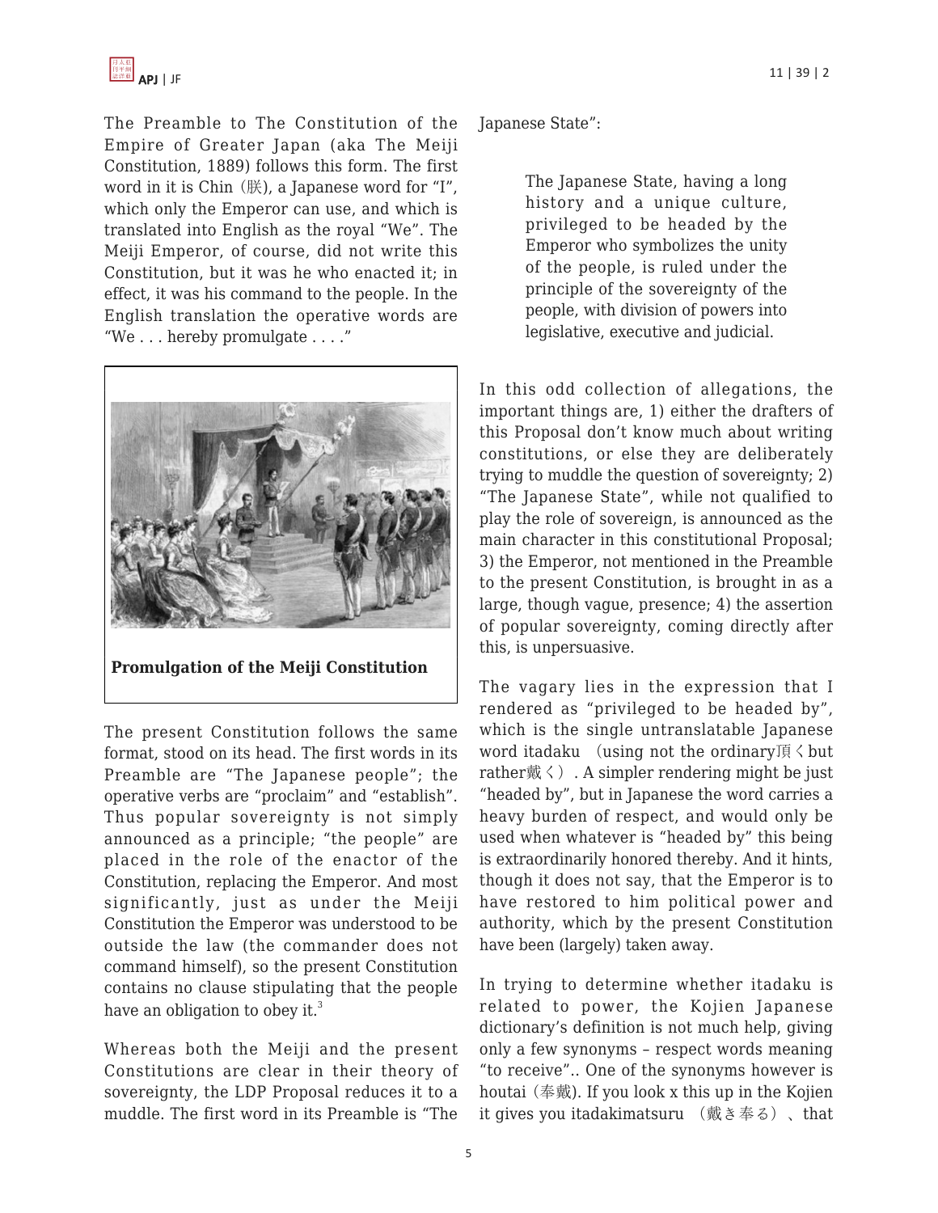The Preamble to The Constitution of the Empire of Greater Japan (aka The Meiji Constitution, 1889) follows this form. The first word in it is Chin (朕), a Japanese word for "I", which only the Emperor can use, and which is translated into English as the royal "We". The Meiji Emperor, of course, did not write this Constitution, but it was he who enacted it; in effect, it was his command to the people. In the English translation the operative words are "We . . . hereby promulgate . . . ."

**Promulgation of the Meiji Constitution**

The present Constitution follows the same format, stood on its head. The first words in its Preamble are "The Japanese people"; the operative verbs are "proclaim" and "establish". Thus popular sovereignty is not simply announced as a principle; "the people" are placed in the role of the enactor of the Constitution, replacing the Emperor. And most significantly, just as under the Meiji Constitution the Emperor was understood to be outside the law (the commander does not command himself), so the present Constitution contains no clause stipulating that the people have an obligation to obey it.[3]

Whereas both the Meiji and the present Constitutions are clear in their theory of sovereignty, the LDP Proposal reduces it to a muddle. The first word in its Preamble is "The Japanese State":

> The Japanese State, having a long history and a unique culture, privileged to be headed by the Emperor who symbolizes the unity of the people, is ruled under the principle of the sovereignty of the people, with division of powers into legislative, executive and judicial.

In this odd collection of allegations, the important things are, 1) either the drafters of this Proposal don't know much about writing constitutions, or else they are deliberately trying to muddle the question of sovereignty; 2) "The Japanese State", while not qualified to play the role of sovereign, is announced as the main character in this constitutional Proposal; 3) the Emperor, not mentioned in the Preamble to the present Constitution, is brought in as a large, though vague, presence; 4) the assertion of popular sovereignty, coming directly after this, is unpersuasive.

The vagary lies in the expression that I rendered as "privileged to be headed by", which is the single untranslatable Japanese word itadaku （using not the ordinary頂く but rather戴く）. A simpler rendering might be just "headed by", but in Japanese the word carries a heavy burden of respect, and would only be used when whatever is "headed by" this being is extraordinarily honored thereby. And it hints, though it does not say, that the Emperor is to have restored to him political power and authority, which by the present Constitution have been (largely) taken away.

In trying to determine whether itadaku is related to power, the Kojien Japanese dictionary's definition is not much help, giving only a few synonyms – respect words meaning "to receive".. One of the synonyms however is houtai (奉戴). If you look x this up in the Kojien it gives you itadakimatsuru （戴き奉る）、that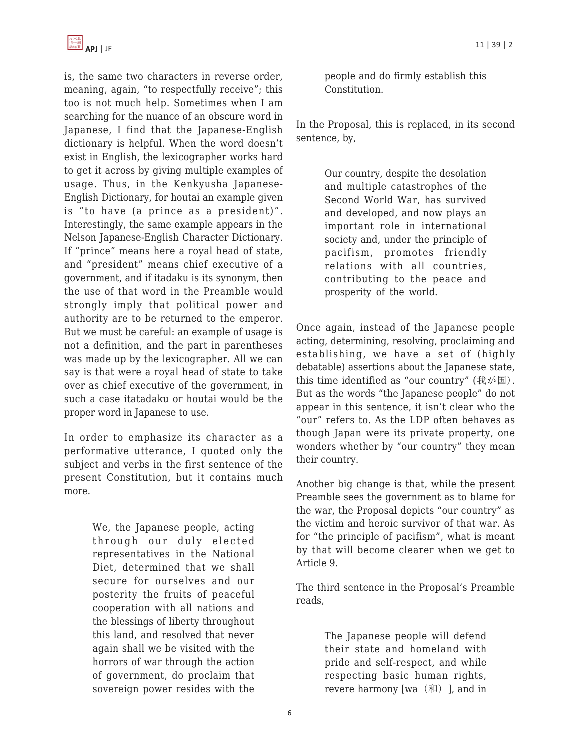is, the same two characters in reverse order, meaning, again, "to respectfully receive"; this too is not much help. Sometimes when I am searching for the nuance of an obscure word in Japanese, I find that the Japanese-English dictionary is helpful. When the word doesn't exist in English, the lexicographer works hard to get it across by giving multiple examples of usage. Thus, in the Kenkyusha Japanese-English Dictionary, for houtai an example given is "to have (a prince as a president)". Interestingly, the same example appears in the Nelson Japanese-English Character Dictionary. If "prince" means here a royal head of state, and "president" means chief executive of a government, and if itadaku is its synonym, then the use of that word in the Preamble would strongly imply that political power and authority are to be returned to the emperor. But we must be careful: an example of usage is not a definition, and the part in parentheses was made up by the lexicographer. All we can say is that were a royal head of state to take over as chief executive of the government, in such a case itatadaku or houtai would be the proper word in Japanese to use.

In order to emphasize its character as a performative utterance, I quoted only the subject and verbs in the first sentence of the present Constitution, but it contains much more.

> We, the Japanese people, acting through our duly elected representatives in the National Diet, determined that we shall secure for ourselves and our posterity the fruits of peaceful cooperation with all nations and the blessings of liberty throughout this land, and resolved that never again shall we be visited with the horrors of war through the action of government, do proclaim that sovereign power resides with the people and do firmly establish this Constitution.

In the Proposal, this is replaced, in its second sentence, by,

> Our country, despite the desolation and multiple catastrophes of the Second World War, has survived and developed, and now plays an important role in international society and, under the principle of pacifism, promotes friendly relations with all countries, contributing to the peace and prosperity of the world.

Once again, instead of the Japanese people acting, determining, resolving, proclaiming and establishing, we have a set of (highly debatable) assertions about the Japanese state, this time identified as "our country" (我が国). But as the words "the Japanese people" do not appear in this sentence, it isn't clear who the "our" refers to. As the LDP often behaves as though Japan were its private property, one wonders whether by "our country" they mean their country.

Another big change is that, while the present Preamble sees the government as to blame for the war, the Proposal depicts "our country" as the victim and heroic survivor of that war. As for "the principle of pacifism", what is meant by that will become clearer when we get to Article 9.

The third sentence in the Proposal's Preamble reads,

> The Japanese people will defend their state and homeland with pride and self-respect, and while respecting basic human rights, revere harmony [wa（和）], and in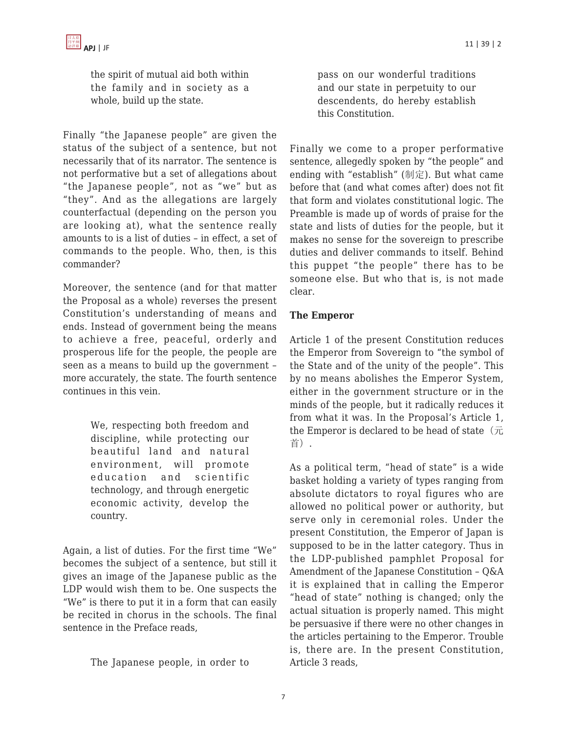> the spirit of mutual aid both within the family and in society as a whole, build up the state.

Finally "the Japanese people" are given the status of the subject of a sentence, but not necessarily that of its narrator. The sentence is not performative but a set of allegations about "the Japanese people", not as "we" but as "they". And as the allegations are largely counterfactual (depending on the person you are looking at), what the sentence really amounts to is a list of duties – in effect, a set of commands to the people. Who, then, is this commander?

Moreover, the sentence (and for that matter the Proposal as a whole) reverses the present Constitution's understanding of means and ends. Instead of government being the means to achieve a free, peaceful, orderly and prosperous life for the people, the people are seen as a means to build up the government – more accurately, the state. The fourth sentence continues in this vein.

> We, respecting both freedom and discipline, while protecting our beautiful land and natural environment, will promote education and scientific technology, and through energetic economic activity, develop the country.

Again, a list of duties. For the first time "We" becomes the subject of a sentence, but still it gives an image of the Japanese public as the LDP would wish them to be. One suspects the "We" is there to put it in a form that can easily be recited in chorus in the schools. The final sentence in the Preface reads,

> The Japanese people, in order to pass on our wonderful traditions and our state in perpetuity to our descendents, do hereby establish this Constitution.

Finally we come to a proper performative sentence, allegedly spoken by "the people" and ending with "establish" (制定). But what came before that (and what comes after) does not fit that form and violates constitutional logic. The Preamble is made up of words of praise for the state and lists of duties for the people, but it makes no sense for the sovereign to prescribe duties and deliver commands to itself. Behind this puppet "the people" there has to be someone else. But who that is, is not made clear.

**The Emperor**

Article 1 of the present Constitution reduces the Emperor from Sovereign to "the symbol of the State and of the unity of the people". This by no means abolishes the Emperor System, either in the government structure or in the minds of the people, but it radically reduces it from what it was. In the Proposal's Article 1, the Emperor is declared to be head of state（元首）.

As a political term, "head of state" is a wide basket holding a variety of types ranging from absolute dictators to royal figures who are allowed no political power or authority, but serve only in ceremonial roles. Under the present Constitution, the Emperor of Japan is supposed to be in the latter category. Thus in the LDP-published pamphlet Proposal for Amendment of the Japanese Constitution – Q&A it is explained that in calling the Emperor "head of state" nothing is changed; only the actual situation is properly named. This might be persuasive if there were no other changes in the articles pertaining to the Emperor. Trouble is, there are. In the present Constitution, Article 3 reads,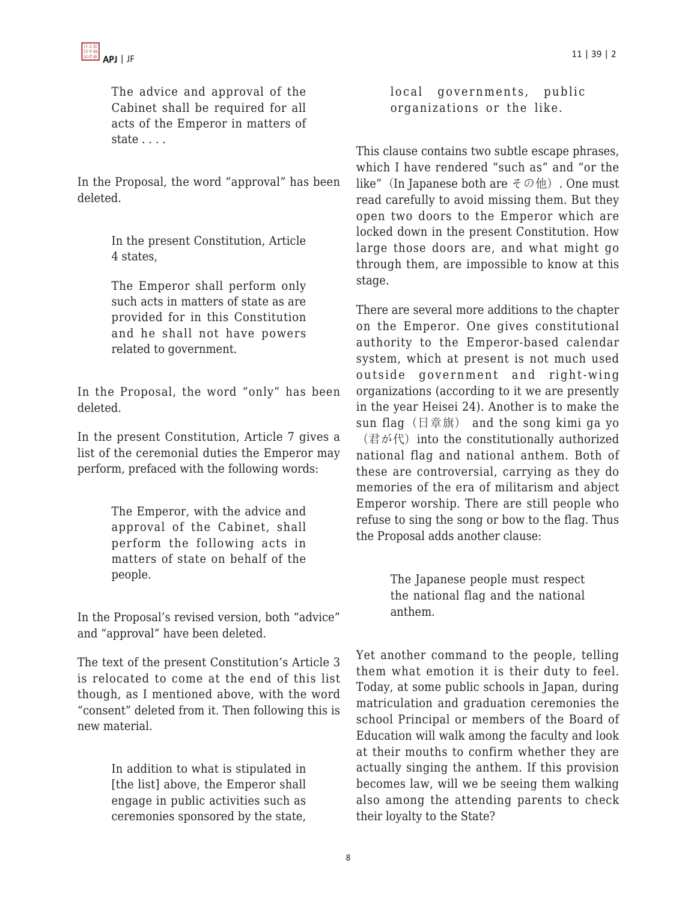> The advice and approval of the Cabinet shall be required for all acts of the Emperor in matters of state . . . .

In the Proposal, the word "approval" has been deleted.

> In the present Constitution, Article 4 states,
>
> The Emperor shall perform only such acts in matters of state as are provided for in this Constitution and he shall not have powers related to government.

In the Proposal, the word "only" has been deleted.

In the present Constitution, Article 7 gives a list of the ceremonial duties the Emperor may perform, prefaced with the following words:

> The Emperor, with the advice and approval of the Cabinet, shall perform the following acts in matters of state on behalf of the people.

In the Proposal's revised version, both "advice" and "approval" have been deleted.

The text of the present Constitution's Article 3 is relocated to come at the end of this list though, as I mentioned above, with the word "consent" deleted from it. Then following this is new material.

> In addition to what is stipulated in [the list] above, the Emperor shall engage in public activities such as ceremonies sponsored by the state, local governments, public organizations or the like.

This clause contains two subtle escape phrases, which I have rendered "such as" and "or the like" (In Japanese both are その他). One must read carefully to avoid missing them. But they open two doors to the Emperor which are locked down in the present Constitution. How large those doors are, and what might go through them, are impossible to know at this stage.

There are several more additions to the chapter on the Emperor. One gives constitutional authority to the Emperor-based calendar system, which at present is not much used outside government and right-wing organizations (according to it we are presently in the year Heisei 24). Another is to make the sun flag (日章旗) and the song kimi ga yo (君が代) into the constitutionally authorized national flag and national anthem. Both of these are controversial, carrying as they do memories of the era of militarism and abject Emperor worship. There are still people who refuse to sing the song or bow to the flag. Thus the Proposal adds another clause:

> The Japanese people must respect the national flag and the national anthem.

Yet another command to the people, telling them what emotion it is their duty to feel. Today, at some public schools in Japan, during matriculation and graduation ceremonies the school Principal or members of the Board of Education will walk among the faculty and look at their mouths to confirm whether they are actually singing the anthem. If this provision becomes law, will we be seeing them walking also among the attending parents to check their loyalty to the State?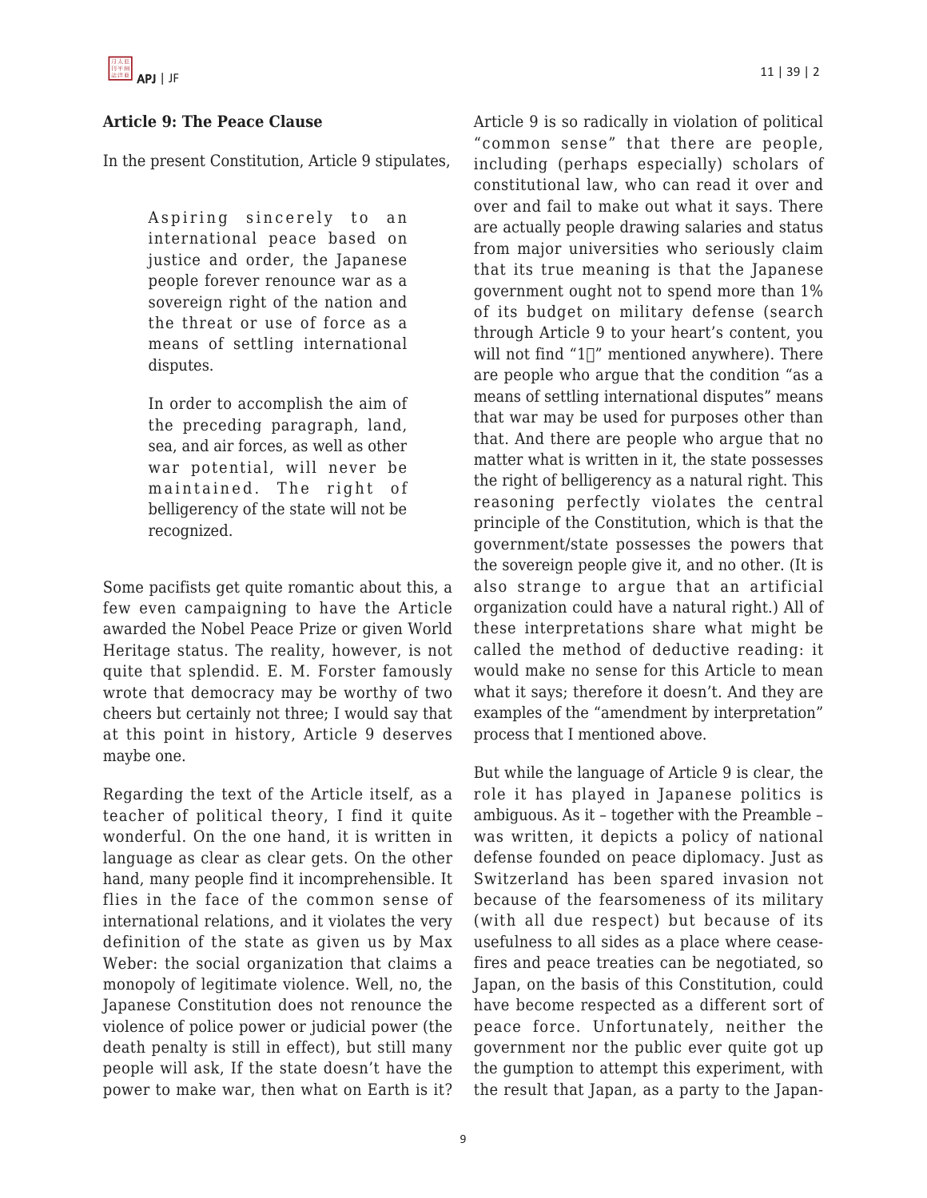### Article 9: The Peace Clause

In the present Constitution, Article 9 stipulates,

> Aspiring sincerely to an international peace based on justice and order, the Japanese people forever renounce war as a sovereign right of the nation and the threat or use of force as a means of settling international disputes.
>
> In order to accomplish the aim of the preceding paragraph, land, sea, and air forces, as well as other war potential, will never be maintained. The right of belligerency of the state will not be recognized.

Some pacifists get quite romantic about this, a few even campaigning to have the Article awarded the Nobel Peace Prize or given World Heritage status. The reality, however, is not quite that splendid. E. M. Forster famously wrote that democracy may be worthy of two cheers but certainly not three; I would say that at this point in history, Article 9 deserves maybe one.

Regarding the text of the Article itself, as a teacher of political theory, I find it quite wonderful. On the one hand, it is written in language as clear as clear gets. On the other hand, many people find it incomprehensible. It flies in the face of the common sense of international relations, and it violates the very definition of the state as given us by Max Weber: the social organization that claims a monopoly of legitimate violence. Well, no, the Japanese Constitution does not renounce the violence of police power or judicial power (the death penalty is still in effect), but still many people will ask, If the state doesn't have the power to make war, then what on Earth is it? Article 9 is so radically in violation of political "common sense" that there are people, including (perhaps especially) scholars of constitutional law, who can read it over and over and fail to make out what it says. There are actually people drawing salaries and status from major universities who seriously claim that its true meaning is that the Japanese government ought not to spend more than 1% of its budget on military defense (search through Article 9 to your heart's content, you will not find "1%" mentioned anywhere). There are people who argue that the condition "as a means of settling international disputes" means that war may be used for purposes other than that. And there are people who argue that no matter what is written in it, the state possesses the right of belligerency as a natural right. This reasoning perfectly violates the central principle of the Constitution, which is that the government/state possesses the powers that the sovereign people give it, and no other. (It is also strange to argue that an artificial organization could have a natural right.) All of these interpretations share what might be called the method of deductive reading: it would make no sense for this Article to mean what it says; therefore it doesn't. And they are examples of the "amendment by interpretation" process that I mentioned above.

But while the language of Article 9 is clear, the role it has played in Japanese politics is ambiguous. As it – together with the Preamble – was written, it depicts a policy of national defense founded on peace diplomacy. Just as Switzerland has been spared invasion not because of the fearsomeness of its military (with all due respect) but because of its usefulness to all sides as a place where cease-fires and peace treaties can be negotiated, so Japan, on the basis of this Constitution, could have become respected as a different sort of peace force. Unfortunately, neither the government nor the public ever quite got up the gumption to attempt this experiment, with the result that Japan, as a party to the Japan-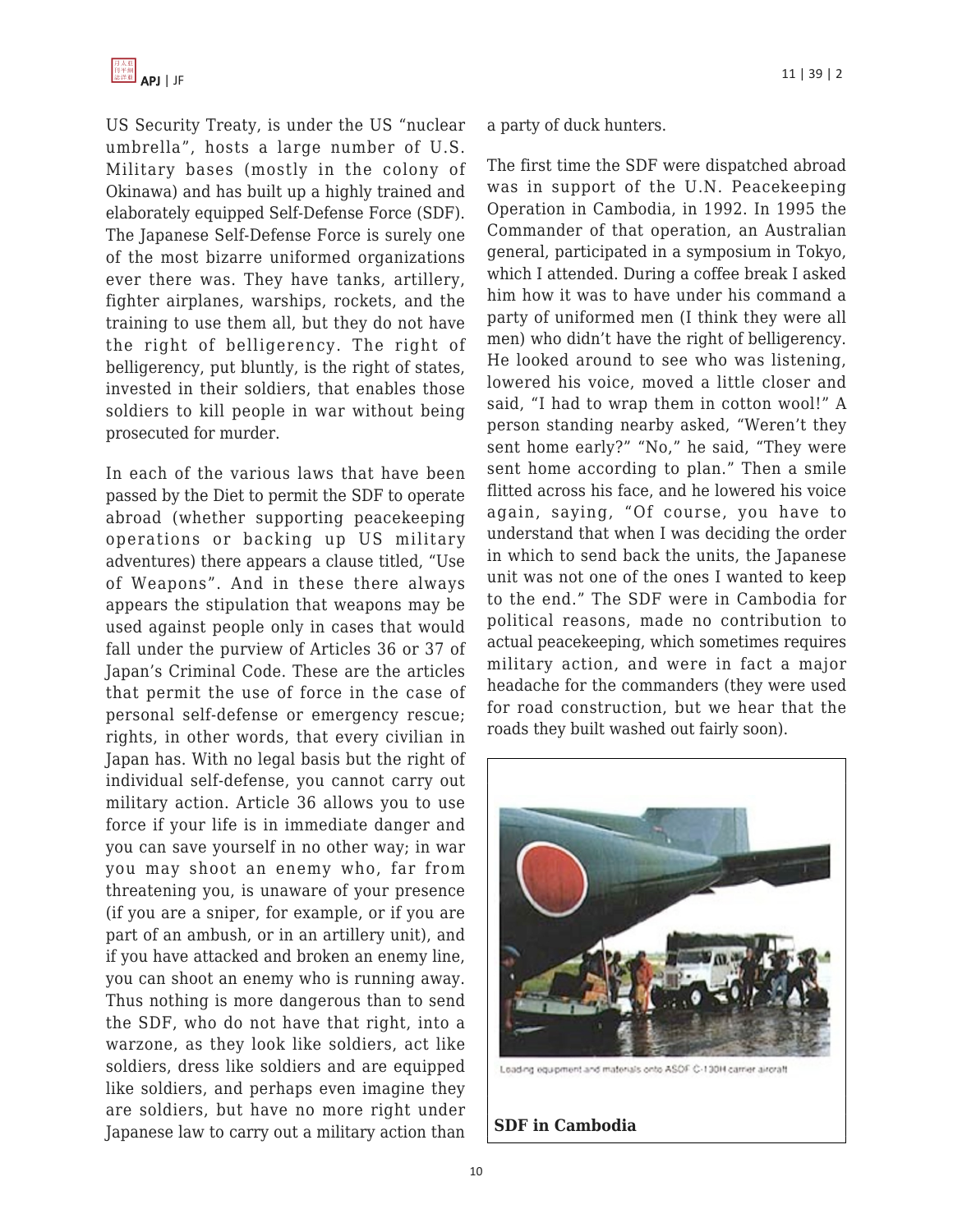US Security Treaty, is under the US "nuclear umbrella", hosts a large number of U.S. Military bases (mostly in the colony of Okinawa) and has built up a highly trained and elaborately equipped Self-Defense Force (SDF). The Japanese Self-Defense Force is surely one of the most bizarre uniformed organizations ever there was. They have tanks, artillery, fighter airplanes, warships, rockets, and the training to use them all, but they do not have the right of belligerency. The right of belligerency, put bluntly, is the right of states, invested in their soldiers, that enables those soldiers to kill people in war without being prosecuted for murder.

In each of the various laws that have been passed by the Diet to permit the SDF to operate abroad (whether supporting peacekeeping operations or backing up US military adventures) there appears a clause titled, "Use of Weapons". And in these there always appears the stipulation that weapons may be used against people only in cases that would fall under the purview of Articles 36 or 37 of Japan's Criminal Code. These are the articles that permit the use of force in the case of personal self-defense or emergency rescue; rights, in other words, that every civilian in Japan has. With no legal basis but the right of individual self-defense, you cannot carry out military action. Article 36 allows you to use force if your life is in immediate danger and you can save yourself in no other way; in war you may shoot an enemy who, far from threatening you, is unaware of your presence (if you are a sniper, for example, or if you are part of an ambush, or in an artillery unit), and if you have attacked and broken an enemy line, you can shoot an enemy who is running away. Thus nothing is more dangerous than to send the SDF, who do not have that right, into a warzone, as they look like soldiers, act like soldiers, dress like soldiers and are equipped like soldiers, and perhaps even imagine they are soldiers, but have no more right under Japanese law to carry out a military action than a party of duck hunters.

The first time the SDF were dispatched abroad was in support of the U.N. Peacekeeping Operation in Cambodia, in 1992. In 1995 the Commander of that operation, an Australian general, participated in a symposium in Tokyo, which I attended. During a coffee break I asked him how it was to have under his command a party of uniformed men (I think they were all men) who didn't have the right of belligerency. He looked around to see who was listening, lowered his voice, moved a little closer and said, "I had to wrap them in cotton wool!" A person standing nearby asked, "Weren't they sent home early?" "No," he said, "They were sent home according to plan." Then a smile flitted across his face, and he lowered his voice again, saying, "Of course, you have to understand that when I was deciding the order in which to send back the units, the Japanese unit was not one of the ones I wanted to keep to the end." The SDF were in Cambodia for political reasons, made no contribution to actual peacekeeping, which sometimes requires military action, and were in fact a major headache for the commanders (they were used for road construction, but we hear that the roads they built washed out fairly soon).

Loading equipment and materials onto ASDF C-130H carrier aircraft

**SDF in Cambodia**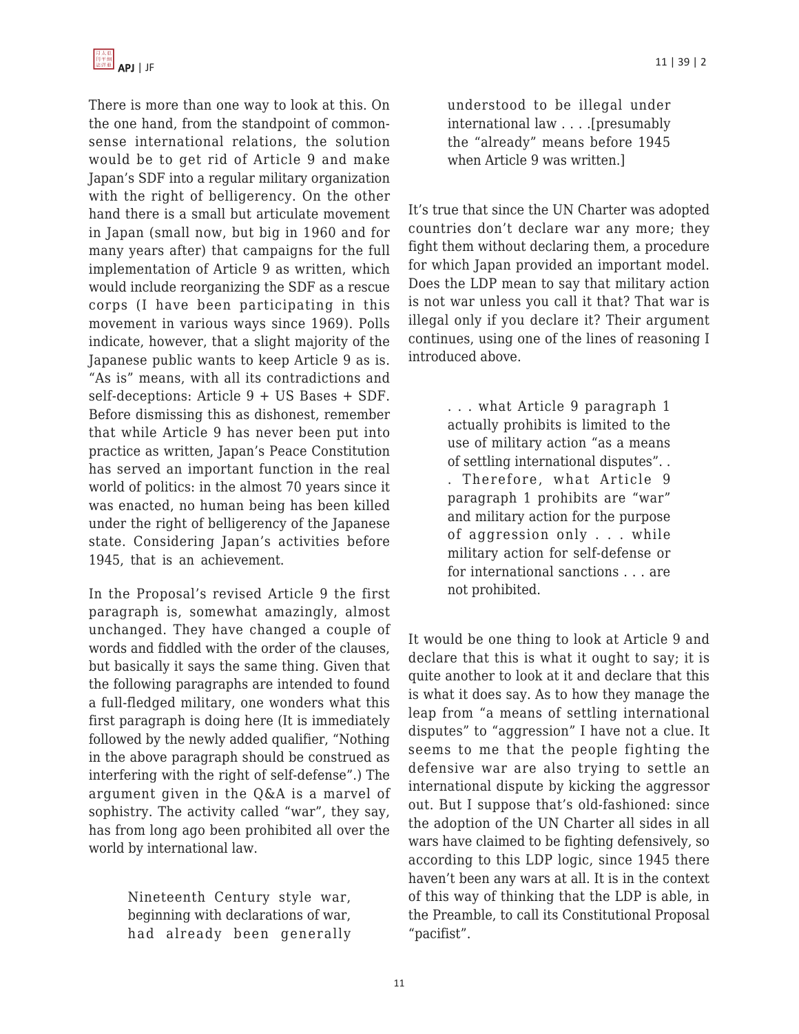There is more than one way to look at this. On the one hand, from the standpoint of common-sense international relations, the solution would be to get rid of Article 9 and make Japan's SDF into a regular military organization with the right of belligerency. On the other hand there is a small but articulate movement in Japan (small now, but big in 1960 and for many years after) that campaigns for the full implementation of Article 9 as written, which would include reorganizing the SDF as a rescue corps (I have been participating in this movement in various ways since 1969). Polls indicate, however, that a slight majority of the Japanese public wants to keep Article 9 as is. "As is" means, with all its contradictions and self-deceptions: Article 9 + US Bases + SDF. Before dismissing this as dishonest, remember that while Article 9 has never been put into practice as written, Japan's Peace Constitution has served an important function in the real world of politics: in the almost 70 years since it was enacted, no human being has been killed under the right of belligerency of the Japanese state. Considering Japan's activities before 1945, that is an achievement.

In the Proposal's revised Article 9 the first paragraph is, somewhat amazingly, almost unchanged. They have changed a couple of words and fiddled with the order of the clauses, but basically it says the same thing. Given that the following paragraphs are intended to found a full-fledged military, one wonders what this first paragraph is doing here (It is immediately followed by the newly added qualifier, "Nothing in the above paragraph should be construed as interfering with the right of self-defense".) The argument given in the Q&A is a marvel of sophistry. The activity called "war", they say, has from long ago been prohibited all over the world by international law.

> Nineteenth Century style war, beginning with declarations of war, had already been generally understood to be illegal under international law . . . .[presumably the "already" means before 1945 when Article 9 was written.]

It's true that since the UN Charter was adopted countries don't declare war any more; they fight them without declaring them, a procedure for which Japan provided an important model. Does the LDP mean to say that military action is not war unless you call it that? That war is illegal only if you declare it? Their argument continues, using one of the lines of reasoning I introduced above.

> . . . what Article 9 paragraph 1 actually prohibits is limited to the use of military action "as a means of settling international disputes". . . Therefore, what Article 9 paragraph 1 prohibits are "war" and military action for the purpose of aggression only . . . while military action for self-defense or for international sanctions . . . are not prohibited.

It would be one thing to look at Article 9 and declare that this is what it ought to say; it is quite another to look at it and declare that this is what it does say. As to how they manage the leap from "a means of settling international disputes" to "aggression" I have not a clue. It seems to me that the people fighting the defensive war are also trying to settle an international dispute by kicking the aggressor out. But I suppose that's old-fashioned: since the adoption of the UN Charter all sides in all wars have claimed to be fighting defensively, so according to this LDP logic, since 1945 there haven't been any wars at all. It is in the context of this way of thinking that the LDP is able, in the Preamble, to call its Constitutional Proposal "pacifist".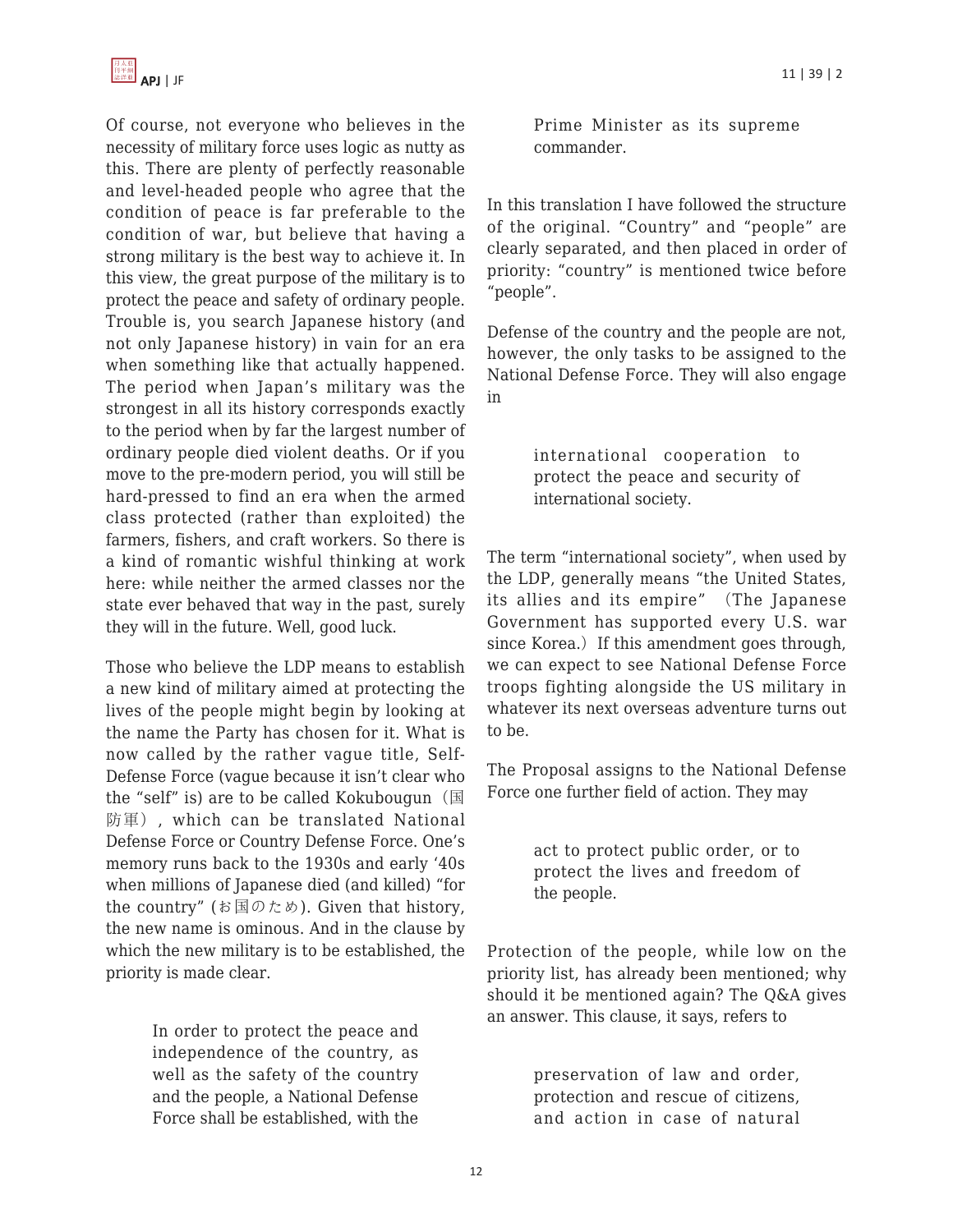Of course, not everyone who believes in the necessity of military force uses logic as nutty as this. There are plenty of perfectly reasonable and level-headed people who agree that the condition of peace is far preferable to the condition of war, but believe that having a strong military is the best way to achieve it. In this view, the great purpose of the military is to protect the peace and safety of ordinary people. Trouble is, you search Japanese history (and not only Japanese history) in vain for an era when something like that actually happened. The period when Japan's military was the strongest in all its history corresponds exactly to the period when by far the largest number of ordinary people died violent deaths. Or if you move to the pre-modern period, you will still be hard-pressed to find an era when the armed class protected (rather than exploited) the farmers, fishers, and craft workers. So there is a kind of romantic wishful thinking at work here: while neither the armed classes nor the state ever behaved that way in the past, surely they will in the future. Well, good luck.

Those who believe the LDP means to establish a new kind of military aimed at protecting the lives of the people might begin by looking at the name the Party has chosen for it. What is now called by the rather vague title, Self-Defense Force (vague because it isn't clear who the "self" is) are to be called Kokubougun（国防軍）, which can be translated National Defense Force or Country Defense Force. One's memory runs back to the 1930s and early '40s when millions of Japanese died (and killed) "for the country" (お国のため). Given that history, the new name is ominous. And in the clause by which the new military is to be established, the priority is made clear.

> In order to protect the peace and independence of the country, as well as the safety of the country and the people, a National Defense Force shall be established, with the Prime Minister as its supreme commander.

In this translation I have followed the structure of the original. "Country" and "people" are clearly separated, and then placed in order of priority: "country" is mentioned twice before "people".

Defense of the country and the people are not, however, the only tasks to be assigned to the National Defense Force. They will also engage in

> international cooperation to protect the peace and security of international society.

The term "international society", when used by the LDP, generally means "the United States, its allies and its empire"（The Japanese Government has supported every U.S. war since Korea.）If this amendment goes through, we can expect to see National Defense Force troops fighting alongside the US military in whatever its next overseas adventure turns out to be.

The Proposal assigns to the National Defense Force one further field of action. They may

> act to protect public order, or to protect the lives and freedom of the people.

Protection of the people, while low on the priority list, has already been mentioned; why should it be mentioned again? The Q&A gives an answer. This clause, it says, refers to

> preservation of law and order, protection and rescue of citizens, and action in case of natural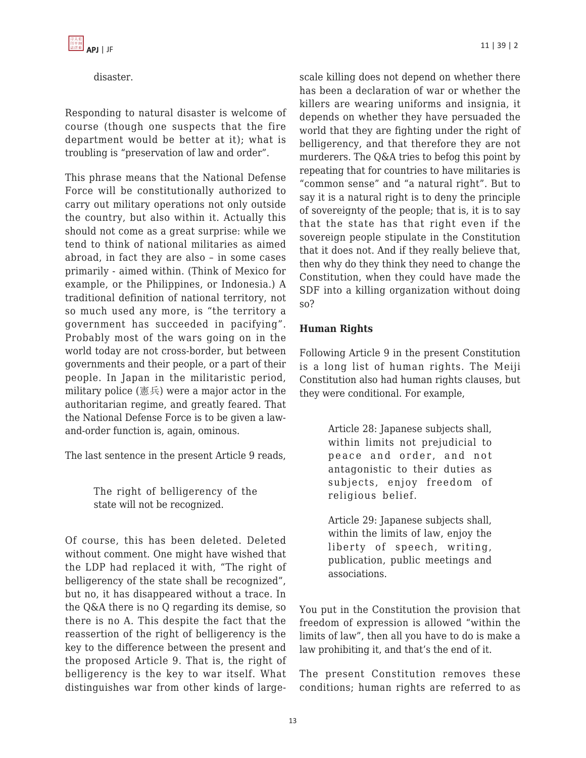disaster.

Responding to natural disaster is welcome of course (though one suspects that the fire department would be better at it); what is troubling is "preservation of law and order".

This phrase means that the National Defense Force will be constitutionally authorized to carry out military operations not only outside the country, but also within it. Actually this should not come as a great surprise: while we tend to think of national militaries as aimed abroad, in fact they are also – in some cases primarily - aimed within. (Think of Mexico for example, or the Philippines, or Indonesia.) A traditional definition of national territory, not so much used any more, is "the territory a government has succeeded in pacifying". Probably most of the wars going on in the world today are not cross-border, but between governments and their people, or a part of their people. In Japan in the militaristic period, military police (憲兵) were a major actor in the authoritarian regime, and greatly feared. That the National Defense Force is to be given a law-and-order function is, again, ominous.

The last sentence in the present Article 9 reads,

> The right of belligerency of the state will not be recognized.

Of course, this has been deleted. Deleted without comment. One might have wished that the LDP had replaced it with, "The right of belligerency of the state shall be recognized", but no, it has disappeared without a trace. In the Q&A there is no Q regarding its demise, so there is no A. This despite the fact that the reassertion of the right of belligerency is the key to the difference between the present and the proposed Article 9. That is, the right of belligerency is the key to war itself. What distinguishes war from other kinds of large-scale killing does not depend on whether there has been a declaration of war or whether the killers are wearing uniforms and insignia, it depends on whether they have persuaded the world that they are fighting under the right of belligerency, and that therefore they are not murderers. The Q&A tries to befog this point by repeating that for countries to have militaries is "common sense" and "a natural right". But to say it is a natural right is to deny the principle of sovereignty of the people; that is, it is to say that the state has that right even if the sovereign people stipulate in the Constitution that it does not. And if they really believe that, then why do they think they need to change the Constitution, when they could have made the SDF into a killing organization without doing so?

**Human Rights**

Following Article 9 in the present Constitution is a long list of human rights. The Meiji Constitution also had human rights clauses, but they were conditional. For example,

> Article 28: Japanese subjects shall, within limits not prejudicial to peace and order, and not antagonistic to their duties as subjects, enjoy freedom of religious belief.
>
> Article 29: Japanese subjects shall, within the limits of law, enjoy the liberty of speech, writing, publication, public meetings and associations.

You put in the Constitution the provision that freedom of expression is allowed "within the limits of law", then all you have to do is make a law prohibiting it, and that's the end of it.

The present Constitution removes these conditions; human rights are referred to as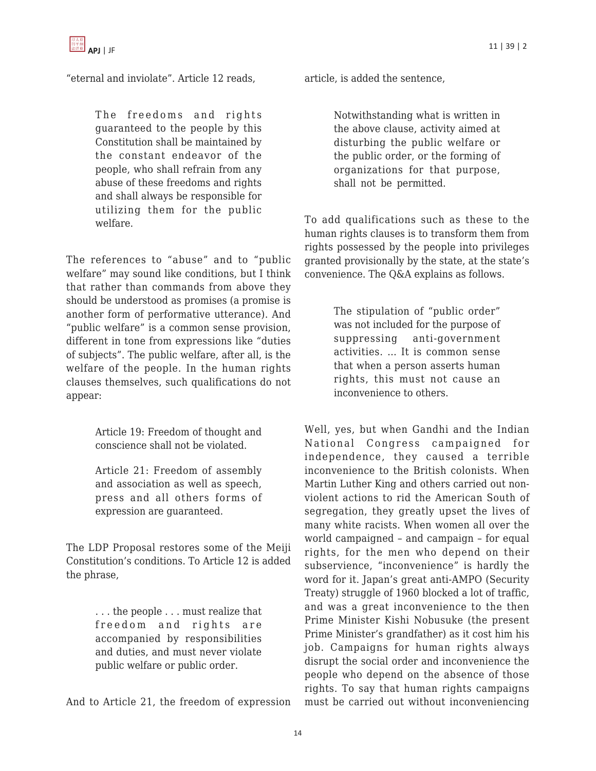"eternal and inviolate". Article 12 reads,

> The freedoms and rights guaranteed to the people by this Constitution shall be maintained by the constant endeavor of the people, who shall refrain from any abuse of these freedoms and rights and shall always be responsible for utilizing them for the public welfare.

The references to "abuse" and to "public welfare" may sound like conditions, but I think that rather than commands from above they should be understood as promises (a promise is another form of performative utterance). And "public welfare" is a common sense provision, different in tone from expressions like "duties of subjects". The public welfare, after all, is the welfare of the people. In the human rights clauses themselves, such qualifications do not appear:

> Article 19: Freedom of thought and conscience shall not be violated.
>
> Article 21: Freedom of assembly and association as well as speech, press and all others forms of expression are guaranteed.

The LDP Proposal restores some of the Meiji Constitution's conditions. To Article 12 is added the phrase,

> . . . the people . . . must realize that freedom and rights are accompanied by responsibilities and duties, and must never violate public welfare or public order.

And to Article 21, the freedom of expression article, is added the sentence,

> Notwithstanding what is written in the above clause, activity aimed at disturbing the public welfare or the public order, or the forming of organizations for that purpose, shall not be permitted.

To add qualifications such as these to the human rights clauses is to transform them from rights possessed by the people into privileges granted provisionally by the state, at the state's convenience. The Q&A explains as follows.

> The stipulation of "public order" was not included for the purpose of suppressing anti-government activities. ... It is common sense that when a person asserts human rights, this must not cause an inconvenience to others.

Well, yes, but when Gandhi and the Indian National Congress campaigned for independence, they caused a terrible inconvenience to the British colonists. When Martin Luther King and others carried out non-violent actions to rid the American South of segregation, they greatly upset the lives of many white racists. When women all over the world campaigned – and campaign – for equal rights, for the men who depend on their subservience, "inconvenience" is hardly the word for it. Japan's great anti-AMPO (Security Treaty) struggle of 1960 blocked a lot of traffic, and was a great inconvenience to the then Prime Minister Kishi Nobusuke (the present Prime Minister's grandfather) as it cost him his job. Campaigns for human rights always disrupt the social order and inconvenience the people who depend on the absence of those rights. To say that human rights campaigns must be carried out without inconveniencing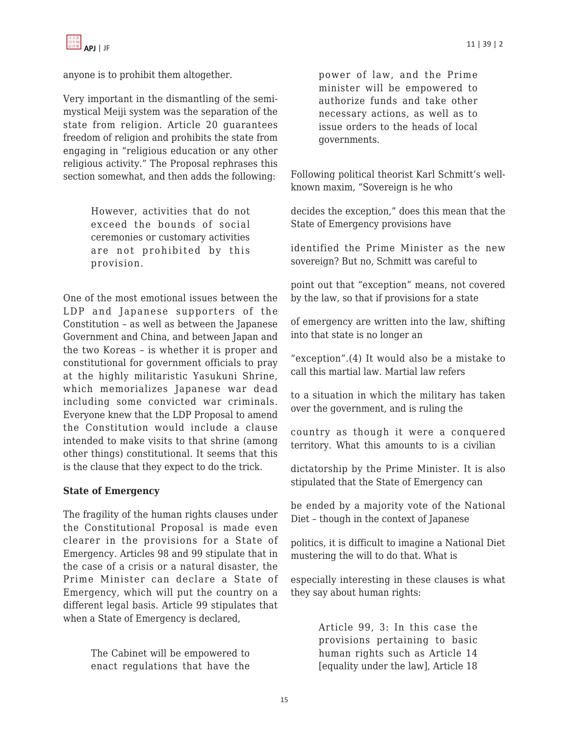anyone is to prohibit them altogether.

Very important in the dismantling of the semi-mystical Meiji system was the separation of the state from religion. Article 20 guarantees freedom of religion and prohibits the state from engaging in "religious education or any other religious activity." The Proposal rephrases this section somewhat, and then adds the following:

> However, activities that do not exceed the bounds of social ceremonies or customary activities are not prohibited by this provision.

One of the most emotional issues between the LDP and Japanese supporters of the Constitution – as well as between the Japanese Government and China, and between Japan and the two Koreas – is whether it is proper and constitutional for government officials to pray at the highly militaristic Yasukuni Shrine, which memorializes Japanese war dead including some convicted war criminals. Everyone knew that the LDP Proposal to amend the Constitution would include a clause intended to make visits to that shrine (among other things) constitutional. It seems that this is the clause that they expect to do the trick.

**State of Emergency**

The fragility of the human rights clauses under the Constitutional Proposal is made even clearer in the provisions for a State of Emergency. Articles 98 and 99 stipulate that in the case of a crisis or a natural disaster, the Prime Minister can declare a State of Emergency, which will put the country on a different legal basis. Article 99 stipulates that when a State of Emergency is declared,

> The Cabinet will be empowered to enact regulations that have the power of law, and the Prime minister will be empowered to authorize funds and take other necessary actions, as well as to issue orders to the heads of local governments.

Following political theorist Karl Schmitt's well-known maxim, "Sovereign is he who decides the exception," does this mean that the State of Emergency provisions have identified the Prime Minister as the new sovereign? But no, Schmitt was careful to point out that "exception" means, not covered by the law, so that if provisions for a state of emergency are written into the law, shifting into that state is no longer an "exception".(4) It would also be a mistake to call this martial law. Martial law refers to a situation in which the military has taken over the government, and is ruling the country as though it were a conquered territory. What this amounts to is a civilian dictatorship by the Prime Minister. It is also stipulated that the State of Emergency can be ended by a majority vote of the National Diet – though in the context of Japanese politics, it is difficult to imagine a National Diet mustering the will to do that. What is especially interesting in these clauses is what they say about human rights:

> Article 99, 3: In this case the provisions pertaining to basic human rights such as Article 14 [equality under the law], Article 18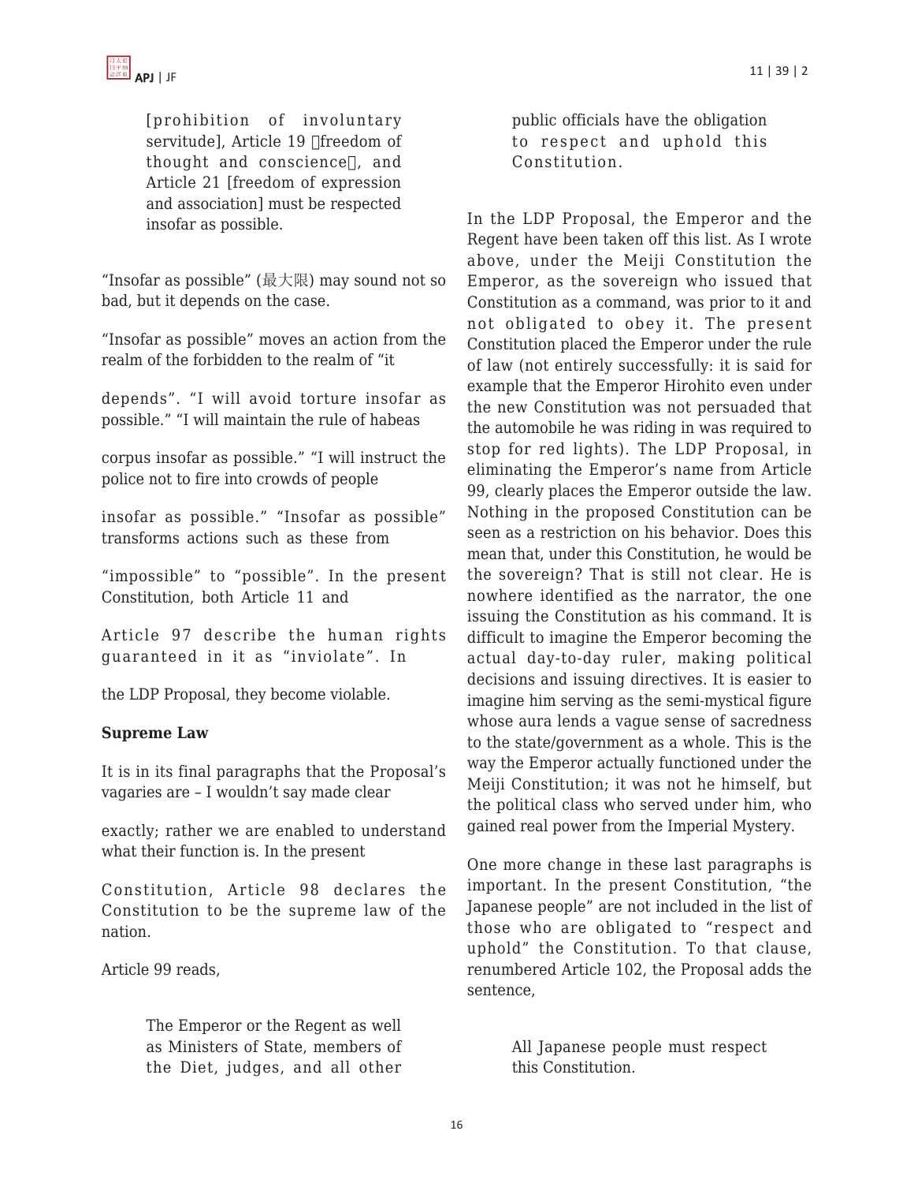[prohibition of involuntary servitude], Article 19 〔freedom of thought and conscience〕, and Article 21 [freedom of expression and association] must be respected insofar as possible.

"Insofar as possible" (最大限) may sound not so bad, but it depends on the case.

"Insofar as possible" moves an action from the realm of the forbidden to the realm of "it depends". "I will avoid torture insofar as possible." "I will maintain the rule of habeas corpus insofar as possible." "I will instruct the police not to fire into crowds of people insofar as possible." "Insofar as possible" transforms actions such as these from "impossible" to "possible". In the present Constitution, both Article 11 and Article 97 describe the human rights guaranteed in it as "inviolate". In the LDP Proposal, they become violable.

**Supreme Law**

It is in its final paragraphs that the Proposal's vagaries are – I wouldn't say made clear exactly; rather we are enabled to understand what their function is. In the present Constitution, Article 98 declares the Constitution to be the supreme law of the nation.

Article 99 reads,

> The Emperor or the Regent as well as Ministers of State, members of the Diet, judges, and all other public officials have the obligation to respect and uphold this Constitution.

In the LDP Proposal, the Emperor and the Regent have been taken off this list. As I wrote above, under the Meiji Constitution the Emperor, as the sovereign who issued that Constitution as a command, was prior to it and not obligated to obey it. The present Constitution placed the Emperor under the rule of law (not entirely successfully: it is said for example that the Emperor Hirohito even under the new Constitution was not persuaded that the automobile he was riding in was required to stop for red lights). The LDP Proposal, in eliminating the Emperor's name from Article 99, clearly places the Emperor outside the law. Nothing in the proposed Constitution can be seen as a restriction on his behavior. Does this mean that, under this Constitution, he would be the sovereign? That is still not clear. He is nowhere identified as the narrator, the one issuing the Constitution as his command. It is difficult to imagine the Emperor becoming the actual day-to-day ruler, making political decisions and issuing directives. It is easier to imagine him serving as the semi-mystical figure whose aura lends a vague sense of sacredness to the state/government as a whole. This is the way the Emperor actually functioned under the Meiji Constitution; it was not he himself, but the political class who served under him, who gained real power from the Imperial Mystery.

One more change in these last paragraphs is important. In the present Constitution, "the Japanese people" are not included in the list of those who are obligated to "respect and uphold" the Constitution. To that clause, renumbered Article 102, the Proposal adds the sentence,

> All Japanese people must respect this Constitution.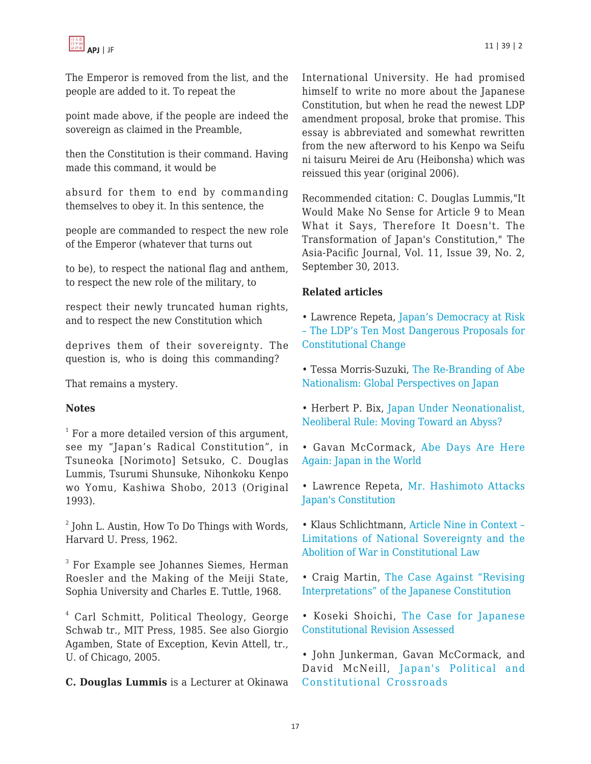The Emperor is removed from the list, and the people are added to it. To repeat the point made above, if the people are indeed the sovereign as claimed in the Preamble, then the Constitution is their command. Having made this command, it would be absurd for them to end by commanding themselves to obey it. In this sentence, the people are commanded to respect the new role of the Emperor (whatever that turns out to be), to respect the national flag and anthem, to respect the new role of the military, to respect their newly truncated human rights, and to respect the new Constitution which deprives them of their sovereignty. The question is, who is doing this commanding?

That remains a mystery.

**Notes**

[1] For a more detailed version of this argument, see my "Japan's Radical Constitution", in Tsuneoka [Norimoto] Setsuko, C. Douglas Lummis, Tsurumi Shunsuke, Nihonkoku Kenpo wo Yomu, Kashiwa Shobo, 2013 (Original 1993).

[2] John L. Austin, How To Do Things with Words, Harvard U. Press, 1962.

[3] For Example see Johannes Siemes, Herman Roesler and the Making of the Meiji State, Sophia University and Charles E. Tuttle, 1968.

[4] Carl Schmitt, Political Theology, George Schwab tr., MIT Press, 1985. See also Giorgio Agamben, State of Exception, Kevin Attell, tr., U. of Chicago, 2005.

**C. Douglas Lummis** is a Lecturer at Okinawa International University. He had promised himself to write no more about the Japanese Constitution, but when he read the newest LDP amendment proposal, broke that promise. This essay is abbreviated and somewhat rewritten from the new afterword to his Kenpo wa Seifu ni taisuru Meirei de Aru (Heibonsha) which was reissued this year (original 2006).

Recommended citation: C. Douglas Lummis,"It Would Make No Sense for Article 9 to Mean What it Says, Therefore It Doesn't. The Transformation of Japan's Constitution," The Asia-Pacific Journal, Vol. 11, Issue 39, No. 2, September 30, 2013.

**Related articles**

- Lawrence Repeta, Japan's Democracy at Risk – The LDP's Ten Most Dangerous Proposals for Constitutional Change
- Tessa Morris-Suzuki, The Re-Branding of Abe Nationalism: Global Perspectives on Japan
- Herbert P. Bix, Japan Under Neonationalist, Neoliberal Rule: Moving Toward an Abyss?
- Gavan McCormack, Abe Days Are Here Again: Japan in the World
- Lawrence Repeta, Mr. Hashimoto Attacks Japan's Constitution
- Klaus Schlichtmann, Article Nine in Context – Limitations of National Sovereignty and the Abolition of War in Constitutional Law
- Craig Martin, The Case Against "Revising Interpretations" of the Japanese Constitution
- Koseki Shoichi, The Case for Japanese Constitutional Revision Assessed
- John Junkerman, Gavan McCormack, and David McNeill, Japan's Political and Constitutional Crossroads